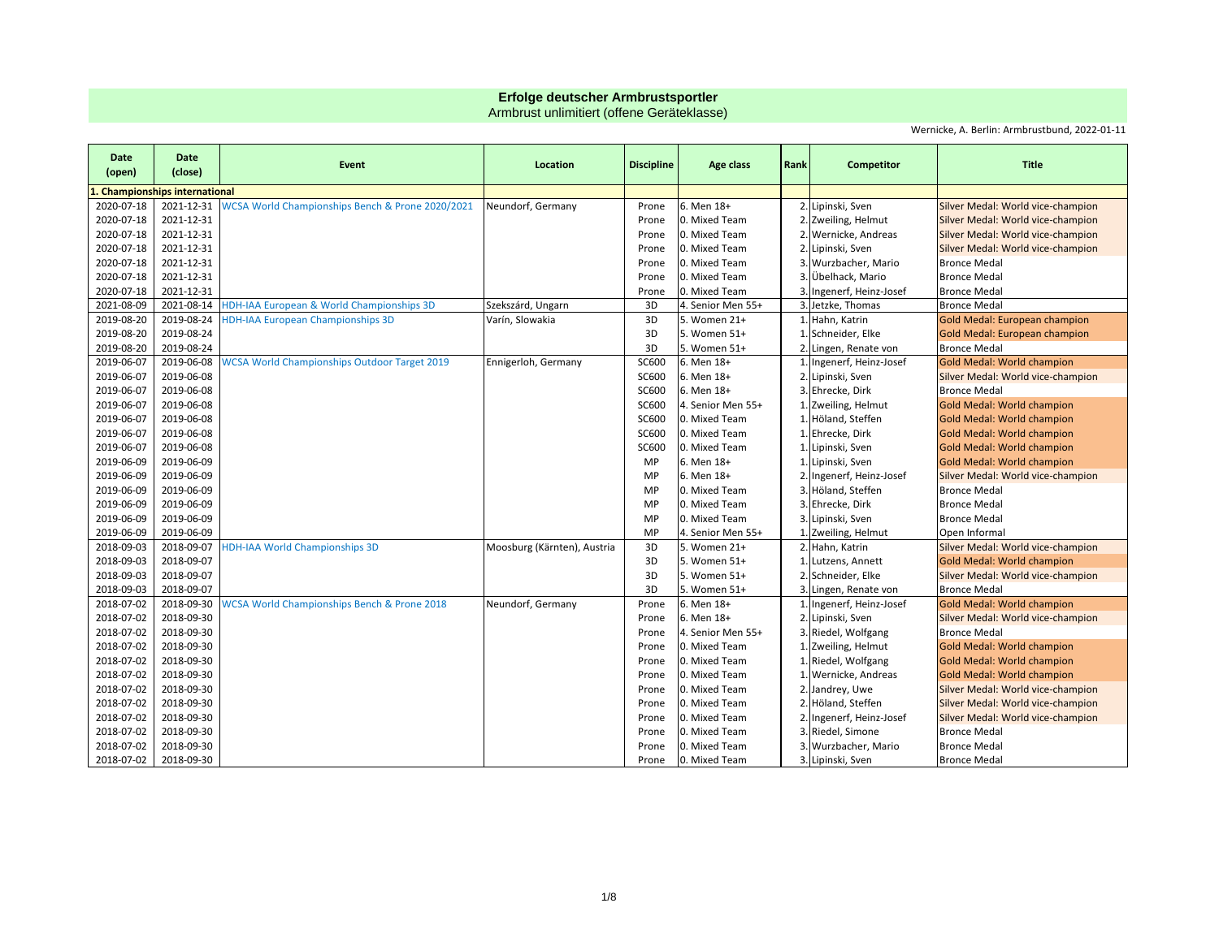# Erfolge deutscher Armbrustsportler

Armbrust unlimitiert (offene Geräteklasse)

Wernicke, A. Berlin: Armbrustbund, 2022-01-11

| Date (open) | Date (close) | Event | Location | Discipline | Age class | Rank | Competitor | Title |
|---|---|---|---|---|---|---|---|---|
| 1. Championships international | | | | | | | | |
| 2020-07-18 | 2021-12-31 | WCSA World Championships Bench & Prone 2020/2021 | Neundorf, Germany | Prone | 6. Men 18+ | 2. | Lipinski, Sven | Silver Medal: World vice-champion |
| 2020-07-18 | 2021-12-31 | | | Prone | 0. Mixed Team | 2. | Zweiling, Helmut | Silver Medal: World vice-champion |
| 2020-07-18 | 2021-12-31 | | | Prone | 0. Mixed Team | 2. | Wernicke, Andreas | Silver Medal: World vice-champion |
| 2020-07-18 | 2021-12-31 | | | Prone | 0. Mixed Team | 2. | Lipinski, Sven | Silver Medal: World vice-champion |
| 2020-07-18 | 2021-12-31 | | | Prone | 0. Mixed Team | 3. | Wurzbacher, Mario | Bronce Medal |
| 2020-07-18 | 2021-12-31 | | | Prone | 0. Mixed Team | 3. | Übelhack, Mario | Bronce Medal |
| 2020-07-18 | 2021-12-31 | | | Prone | 0. Mixed Team | 3. | Ingenerf, Heinz-Josef | Bronce Medal |
| 2021-08-09 | 2021-08-14 | HDH-IAA European & World Championships 3D | Szekszárd, Ungarn | 3D | 4. Senior Men 55+ | 3. | Jetzke, Thomas | Bronce Medal |
| 2019-08-20 | 2019-08-24 | HDH-IAA European Championships 3D | Varín, Slowakia | 3D | 5. Women 21+ | 1. | Hahn, Katrin | Gold Medal: European champion |
| 2019-08-20 | 2019-08-24 | | | 3D | 5. Women 51+ | 1. | Schneider, Elke | Gold Medal: European champion |
| 2019-08-20 | 2019-08-24 | | | 3D | 5. Women 51+ | 2. | Lingen, Renate von | Bronce Medal |
| 2019-06-07 | 2019-06-08 | WCSA World Championships Outdoor Target 2019 | Ennigerloh, Germany | SC600 | 6. Men 18+ | 1. | Ingenerf, Heinz-Josef | Gold Medal: World champion |
| 2019-06-07 | 2019-06-08 | | | SC600 | 6. Men 18+ | 2. | Lipinski, Sven | Silver Medal: World vice-champion |
| 2019-06-07 | 2019-06-08 | | | SC600 | 6. Men 18+ | 3. | Ehrecke, Dirk | Bronce Medal |
| 2019-06-07 | 2019-06-08 | | | SC600 | 4. Senior Men 55+ | 1. | Zweiling, Helmut | Gold Medal: World champion |
| 2019-06-07 | 2019-06-08 | | | SC600 | 0. Mixed Team | 1. | Höland, Steffen | Gold Medal: World champion |
| 2019-06-07 | 2019-06-08 | | | SC600 | 0. Mixed Team | 1. | Ehrecke, Dirk | Gold Medal: World champion |
| 2019-06-07 | 2019-06-08 | | | SC600 | 0. Mixed Team | 1. | Lipinski, Sven | Gold Medal: World champion |
| 2019-06-09 | 2019-06-09 | | | MP | 6. Men 18+ | 1. | Lipinski, Sven | Gold Medal: World champion |
| 2019-06-09 | 2019-06-09 | | | MP | 6. Men 18+ | 2. | Ingenerf, Heinz-Josef | Silver Medal: World vice-champion |
| 2019-06-09 | 2019-06-09 | | | MP | 0. Mixed Team | 3. | Höland, Steffen | Bronce Medal |
| 2019-06-09 | 2019-06-09 | | | MP | 0. Mixed Team | 3. | Ehrecke, Dirk | Bronce Medal |
| 2019-06-09 | 2019-06-09 | | | MP | 0. Mixed Team | 3. | Lipinski, Sven | Bronce Medal |
| 2019-06-09 | 2019-06-09 | | | MP | 4. Senior Men 55+ | 1. | Zweiling, Helmut | Open Informal |
| 2018-09-03 | 2018-09-07 | HDH-IAA World Championships 3D | Moosburg (Kärnten), Austria | 3D | 5. Women 21+ | 2. | Hahn, Katrin | Silver Medal: World vice-champion |
| 2018-09-03 | 2018-09-07 | | | 3D | 5. Women 51+ | 1. | Lutzens, Annett | Gold Medal: World champion |
| 2018-09-03 | 2018-09-07 | | | 3D | 5. Women 51+ | 2. | Schneider, Elke | Silver Medal: World vice-champion |
| 2018-09-03 | 2018-09-07 | | | 3D | 5. Women 51+ | 3. | Lingen, Renate von | Bronce Medal |
| 2018-07-02 | 2018-09-30 | WCSA World Championships Bench & Prone 2018 | Neundorf, Germany | Prone | 6. Men 18+ | 1. | Ingenerf, Heinz-Josef | Gold Medal: World champion |
| 2018-07-02 | 2018-09-30 | | | Prone | 6. Men 18+ | 2. | Lipinski, Sven | Silver Medal: World vice-champion |
| 2018-07-02 | 2018-09-30 | | | Prone | 4. Senior Men 55+ | 3. | Riedel, Wolfgang | Bronce Medal |
| 2018-07-02 | 2018-09-30 | | | Prone | 0. Mixed Team | 1. | Zweiling, Helmut | Gold Medal: World champion |
| 2018-07-02 | 2018-09-30 | | | Prone | 0. Mixed Team | 1. | Riedel, Wolfgang | Gold Medal: World champion |
| 2018-07-02 | 2018-09-30 | | | Prone | 0. Mixed Team | 1. | Wernicke, Andreas | Gold Medal: World champion |
| 2018-07-02 | 2018-09-30 | | | Prone | 0. Mixed Team | 2. | Jandrey, Uwe | Silver Medal: World vice-champion |
| 2018-07-02 | 2018-09-30 | | | Prone | 0. Mixed Team | 2. | Höland, Steffen | Silver Medal: World vice-champion |
| 2018-07-02 | 2018-09-30 | | | Prone | 0. Mixed Team | 2. | Ingenerf, Heinz-Josef | Silver Medal: World vice-champion |
| 2018-07-02 | 2018-09-30 | | | Prone | 0. Mixed Team | 3. | Riedel, Simone | Bronce Medal |
| 2018-07-02 | 2018-09-30 | | | Prone | 0. Mixed Team | 3. | Wurzbacher, Mario | Bronce Medal |
| 2018-07-02 | 2018-09-30 | | | Prone | 0. Mixed Team | 3. | Lipinski, Sven | Bronce Medal |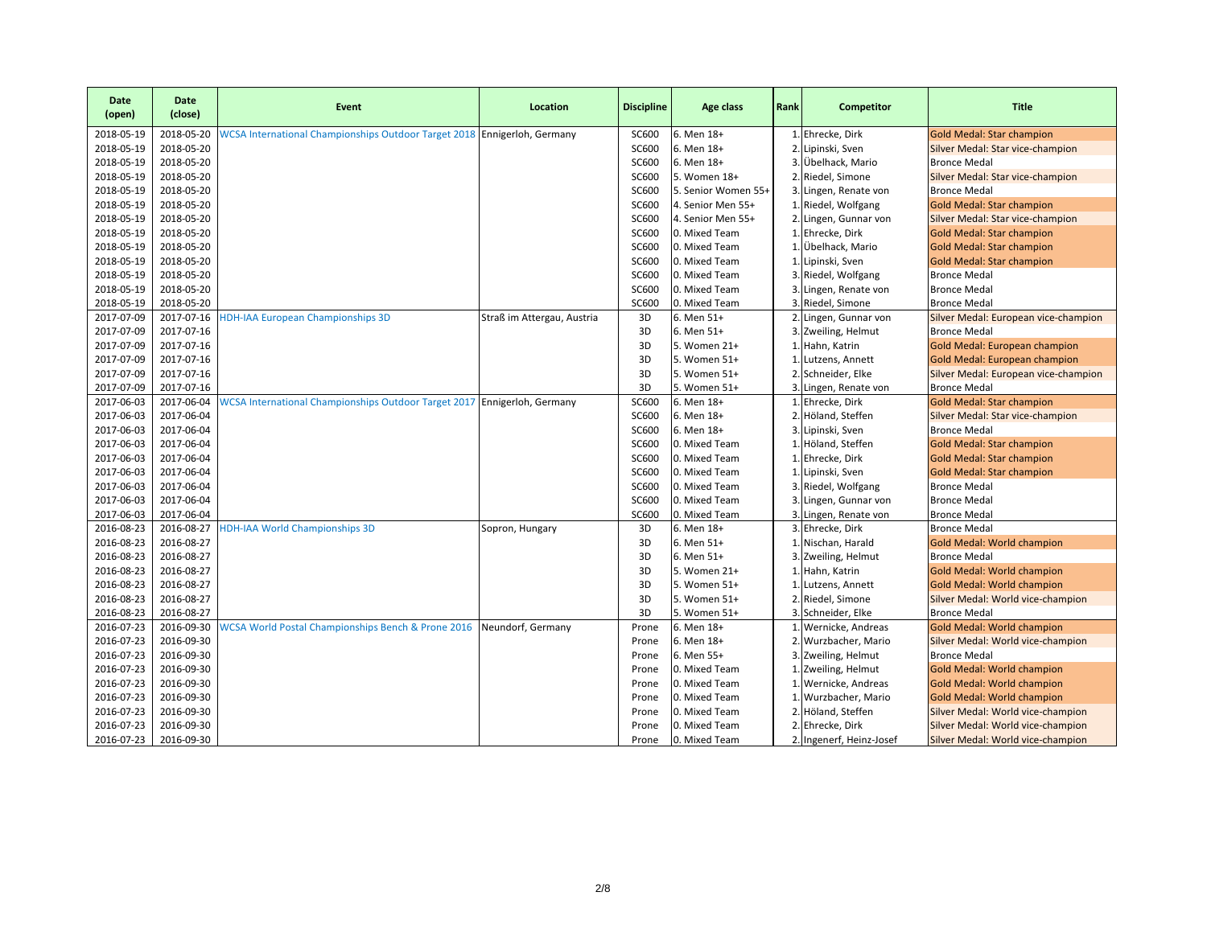| Date (open) | Date (close) | Event | Location | Discipline | Age class | Rank | Competitor | Title |
|---|---|---|---|---|---|---|---|---|
| 2018-05-19 | 2018-05-20 | WCSA International Championships Outdoor Target 2018 | Ennigerloh, Germany | SC600 | 6. Men 18+ | 1. | Ehrecke, Dirk | Gold Medal: Star champion |
| 2018-05-19 | 2018-05-20 | | | SC600 | 6. Men 18+ | 2. | Lipinski, Sven | Silver Medal: Star vice-champion |
| 2018-05-19 | 2018-05-20 | | | SC600 | 6. Men 18+ | 3. | Übelhack, Mario | Bronce Medal |
| 2018-05-19 | 2018-05-20 | | | SC600 | 5. Women 18+ | 2. | Riedel, Simone | Silver Medal: Star vice-champion |
| 2018-05-19 | 2018-05-20 | | | SC600 | 5. Senior Women 55+ | 3. | Lingen, Renate von | Bronce Medal |
| 2018-05-19 | 2018-05-20 | | | SC600 | 4. Senior Men 55+ | 1. | Riedel, Wolfgang | Gold Medal: Star champion |
| 2018-05-19 | 2018-05-20 | | | SC600 | 4. Senior Men 55+ | 2. | Lingen, Gunnar von | Silver Medal: Star vice-champion |
| 2018-05-19 | 2018-05-20 | | | SC600 | 0. Mixed Team | 1. | Ehrecke, Dirk | Gold Medal: Star champion |
| 2018-05-19 | 2018-05-20 | | | SC600 | 0. Mixed Team | 1. | Übelhack, Mario | Gold Medal: Star champion |
| 2018-05-19 | 2018-05-20 | | | SC600 | 0. Mixed Team | 1. | Lipinski, Sven | Gold Medal: Star champion |
| 2018-05-19 | 2018-05-20 | | | SC600 | 0. Mixed Team | 3. | Riedel, Wolfgang | Bronce Medal |
| 2018-05-19 | 2018-05-20 | | | SC600 | 0. Mixed Team | 3. | Lingen, Renate von | Bronce Medal |
| 2018-05-19 | 2018-05-20 | | | SC600 | 0. Mixed Team | 3. | Riedel, Simone | Bronce Medal |
| 2017-07-09 | 2017-07-16 | HDH-IAA European Championships 3D | Straß im Attergau, Austria | 3D | 6. Men 51+ | 2. | Lingen, Gunnar von | Silver Medal: European vice-champion |
| 2017-07-09 | 2017-07-16 | | | 3D | 6. Men 51+ | 3. | Zweiling, Helmut | Bronce Medal |
| 2017-07-09 | 2017-07-16 | | | 3D | 5. Women 21+ | 1. | Hahn, Katrin | Gold Medal: European champion |
| 2017-07-09 | 2017-07-16 | | | 3D | 5. Women 51+ | 1. | Lutzens, Annett | Gold Medal: European champion |
| 2017-07-09 | 2017-07-16 | | | 3D | 5. Women 51+ | 2. | Schneider, Elke | Silver Medal: European vice-champion |
| 2017-07-09 | 2017-07-16 | | | 3D | 5. Women 51+ | 3. | Lingen, Renate von | Bronce Medal |
| 2017-06-03 | 2017-06-04 | WCSA International Championships Outdoor Target 2017 | Ennigerloh, Germany | SC600 | 6. Men 18+ | 1. | Ehrecke, Dirk | Gold Medal: Star champion |
| 2017-06-03 | 2017-06-04 | | | SC600 | 6. Men 18+ | 2. | Höland, Steffen | Silver Medal: Star vice-champion |
| 2017-06-03 | 2017-06-04 | | | SC600 | 6. Men 18+ | 3. | Lipinski, Sven | Bronce Medal |
| 2017-06-03 | 2017-06-04 | | | SC600 | 0. Mixed Team | 1. | Höland, Steffen | Gold Medal: Star champion |
| 2017-06-03 | 2017-06-04 | | | SC600 | 0. Mixed Team | 1. | Ehrecke, Dirk | Gold Medal: Star champion |
| 2017-06-03 | 2017-06-04 | | | SC600 | 0. Mixed Team | 1. | Lipinski, Sven | Gold Medal: Star champion |
| 2017-06-03 | 2017-06-04 | | | SC600 | 0. Mixed Team | 3. | Riedel, Wolfgang | Bronce Medal |
| 2017-06-03 | 2017-06-04 | | | SC600 | 0. Mixed Team | 3. | Lingen, Gunnar von | Bronce Medal |
| 2017-06-03 | 2017-06-04 | | | SC600 | 0. Mixed Team | 3. | Lingen, Renate von | Bronce Medal |
| 2016-08-23 | 2016-08-27 | HDH-IAA World Championships 3D | Sopron, Hungary | 3D | 6. Men 18+ | 3. | Ehrecke, Dirk | Bronce Medal |
| 2016-08-23 | 2016-08-27 | | | 3D | 6. Men 51+ | 1. | Nischan, Harald | Gold Medal: World champion |
| 2016-08-23 | 2016-08-27 | | | 3D | 6. Men 51+ | 3. | Zweiling, Helmut | Bronce Medal |
| 2016-08-23 | 2016-08-27 | | | 3D | 5. Women 21+ | 1. | Hahn, Katrin | Gold Medal: World champion |
| 2016-08-23 | 2016-08-27 | | | 3D | 5. Women 51+ | 1. | Lutzens, Annett | Gold Medal: World champion |
| 2016-08-23 | 2016-08-27 | | | 3D | 5. Women 51+ | 2. | Riedel, Simone | Silver Medal: World vice-champion |
| 2016-08-23 | 2016-08-27 | | | 3D | 5. Women 51+ | 3. | Schneider, Elke | Bronce Medal |
| 2016-07-23 | 2016-09-30 | WCSA World Postal Championships Bench & Prone 2016 | Neundorf, Germany | Prone | 6. Men 18+ | 1. | Wernicke, Andreas | Gold Medal: World champion |
| 2016-07-23 | 2016-09-30 | | | Prone | 6. Men 18+ | 2. | Wurzbacher, Mario | Silver Medal: World vice-champion |
| 2016-07-23 | 2016-09-30 | | | Prone | 6. Men 55+ | 3. | Zweiling, Helmut | Bronce Medal |
| 2016-07-23 | 2016-09-30 | | | Prone | 0. Mixed Team | 1. | Zweiling, Helmut | Gold Medal: World champion |
| 2016-07-23 | 2016-09-30 | | | Prone | 0. Mixed Team | 1. | Wernicke, Andreas | Gold Medal: World champion |
| 2016-07-23 | 2016-09-30 | | | Prone | 0. Mixed Team | 1. | Wurzbacher, Mario | Gold Medal: World champion |
| 2016-07-23 | 2016-09-30 | | | Prone | 0. Mixed Team | 2. | Höland, Steffen | Silver Medal: World vice-champion |
| 2016-07-23 | 2016-09-30 | | | Prone | 0. Mixed Team | 2. | Ehrecke, Dirk | Silver Medal: World vice-champion |
| 2016-07-23 | 2016-09-30 | | | Prone | 0. Mixed Team | 2. | Ingenerf, Heinz-Josef | Silver Medal: World vice-champion |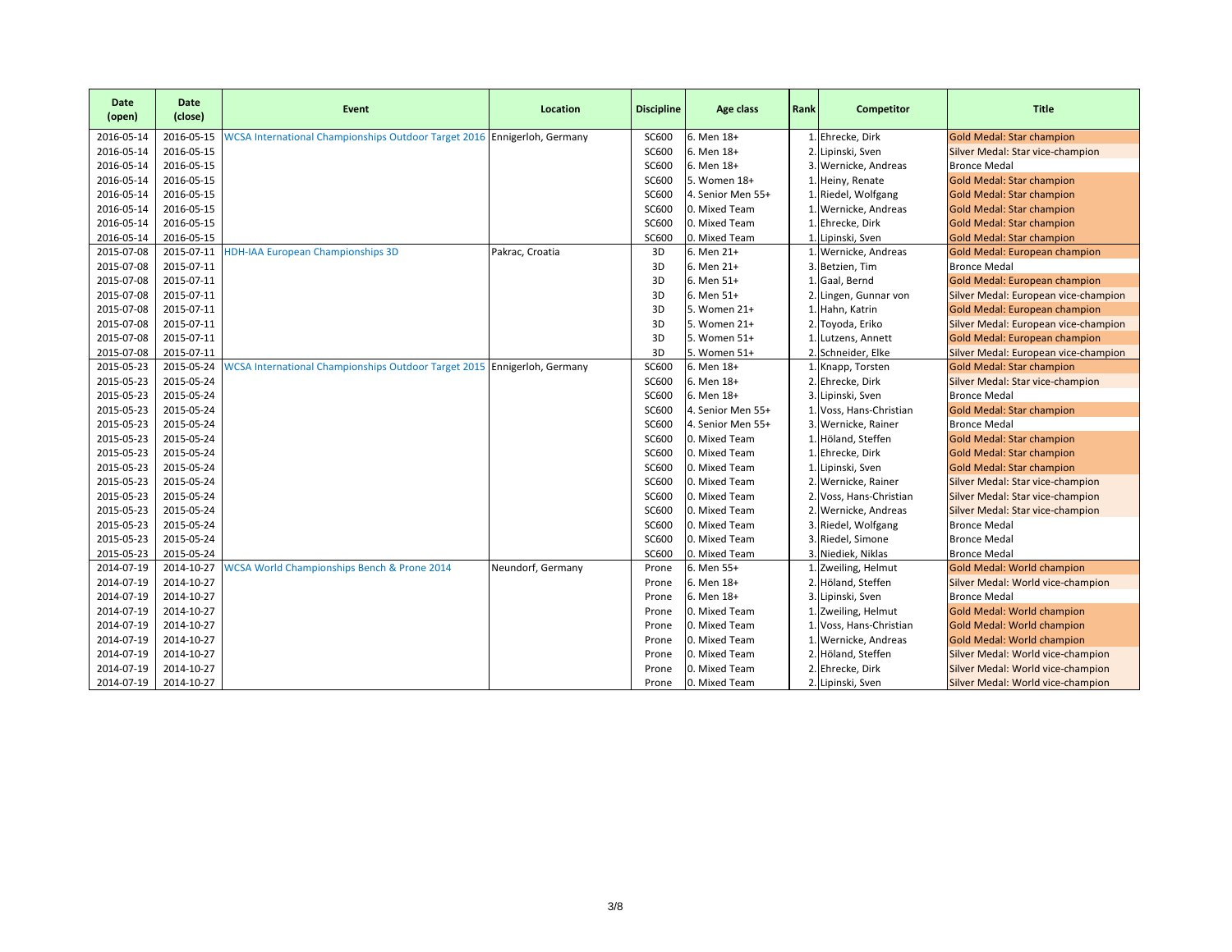| Date (open) | Date (close) | Event | Location | Discipline | Age class | Rank | Competitor | Title |
|---|---|---|---|---|---|---|---|---|
| 2016-05-14 | 2016-05-15 | WCSA International Championships Outdoor Target 2016 | Ennigerloh, Germany | SC600 | 6. Men 18+ | 1. | Ehrecke, Dirk | Gold Medal: Star champion |
| 2016-05-14 | 2016-05-15 | | | SC600 | 6. Men 18+ | 2. | Lipinski, Sven | Silver Medal: Star vice-champion |
| 2016-05-14 | 2016-05-15 | | | SC600 | 6. Men 18+ | 3. | Wernicke, Andreas | Bronce Medal |
| 2016-05-14 | 2016-05-15 | | | SC600 | 5. Women 18+ | 1. | Heiny, Renate | Gold Medal: Star champion |
| 2016-05-14 | 2016-05-15 | | | SC600 | 4. Senior Men 55+ | 1. | Riedel, Wolfgang | Gold Medal: Star champion |
| 2016-05-14 | 2016-05-15 | | | SC600 | 0. Mixed Team | 1. | Wernicke, Andreas | Gold Medal: Star champion |
| 2016-05-14 | 2016-05-15 | | | SC600 | 0. Mixed Team | 1. | Ehrecke, Dirk | Gold Medal: Star champion |
| 2016-05-14 | 2016-05-15 | | | SC600 | 0. Mixed Team | 1. | Lipinski, Sven | Gold Medal: Star champion |
| 2015-07-08 | 2015-07-11 | HDH-IAA European Championships 3D | Pakrac, Croatia | 3D | 6. Men 21+ | 1. | Wernicke, Andreas | Gold Medal: European champion |
| 2015-07-08 | 2015-07-11 | | | 3D | 6. Men 21+ | 3. | Betzien, Tim | Bronce Medal |
| 2015-07-08 | 2015-07-11 | | | 3D | 6. Men 51+ | 1. | Gaal, Bernd | Gold Medal: European champion |
| 2015-07-08 | 2015-07-11 | | | 3D | 6. Men 51+ | 2. | Lingen, Gunnar von | Silver Medal: European vice-champion |
| 2015-07-08 | 2015-07-11 | | | 3D | 5. Women 21+ | 1. | Hahn, Katrin | Gold Medal: European champion |
| 2015-07-08 | 2015-07-11 | | | 3D | 5. Women 21+ | 2. | Toyoda, Eriko | Silver Medal: European vice-champion |
| 2015-07-08 | 2015-07-11 | | | 3D | 5. Women 51+ | 1. | Lutzens, Annett | Gold Medal: European champion |
| 2015-07-08 | 2015-07-11 | | | 3D | 5. Women 51+ | 2. | Schneider, Elke | Silver Medal: European vice-champion |
| 2015-05-23 | 2015-05-24 | WCSA International Championships Outdoor Target 2015 | Ennigerloh, Germany | SC600 | 6. Men 18+ | 1. | Knapp, Torsten | Gold Medal: Star champion |
| 2015-05-23 | 2015-05-24 | | | SC600 | 6. Men 18+ | 2. | Ehrecke, Dirk | Silver Medal: Star vice-champion |
| 2015-05-23 | 2015-05-24 | | | SC600 | 6. Men 18+ | 3. | Lipinski, Sven | Bronce Medal |
| 2015-05-23 | 2015-05-24 | | | SC600 | 4. Senior Men 55+ | 1. | Voss, Hans-Christian | Gold Medal: Star champion |
| 2015-05-23 | 2015-05-24 | | | SC600 | 4. Senior Men 55+ | 3. | Wernicke, Rainer | Bronce Medal |
| 2015-05-23 | 2015-05-24 | | | SC600 | 0. Mixed Team | 1. | Höland, Steffen | Gold Medal: Star champion |
| 2015-05-23 | 2015-05-24 | | | SC600 | 0. Mixed Team | 1. | Ehrecke, Dirk | Gold Medal: Star champion |
| 2015-05-23 | 2015-05-24 | | | SC600 | 0. Mixed Team | 1. | Lipinski, Sven | Gold Medal: Star champion |
| 2015-05-23 | 2015-05-24 | | | SC600 | 0. Mixed Team | 2. | Wernicke, Rainer | Silver Medal: Star vice-champion |
| 2015-05-23 | 2015-05-24 | | | SC600 | 0. Mixed Team | 2. | Voss, Hans-Christian | Silver Medal: Star vice-champion |
| 2015-05-23 | 2015-05-24 | | | SC600 | 0. Mixed Team | 2. | Wernicke, Andreas | Silver Medal: Star vice-champion |
| 2015-05-23 | 2015-05-24 | | | SC600 | 0. Mixed Team | 3. | Riedel, Wolfgang | Bronce Medal |
| 2015-05-23 | 2015-05-24 | | | SC600 | 0. Mixed Team | 3. | Riedel, Simone | Bronce Medal |
| 2015-05-23 | 2015-05-24 | | | SC600 | 0. Mixed Team | 3. | Niediek, Niklas | Bronce Medal |
| 2014-07-19 | 2014-10-27 | WCSA World Championships Bench & Prone 2014 | Neundorf, Germany | Prone | 6. Men 55+ | 1. | Zweiling, Helmut | Gold Medal: World champion |
| 2014-07-19 | 2014-10-27 | | | Prone | 6. Men 18+ | 2. | Höland, Steffen | Silver Medal: World vice-champion |
| 2014-07-19 | 2014-10-27 | | | Prone | 6. Men 18+ | 3. | Lipinski, Sven | Bronce Medal |
| 2014-07-19 | 2014-10-27 | | | Prone | 0. Mixed Team | 1. | Zweiling, Helmut | Gold Medal: World champion |
| 2014-07-19 | 2014-10-27 | | | Prone | 0. Mixed Team | 1. | Voss, Hans-Christian | Gold Medal: World champion |
| 2014-07-19 | 2014-10-27 | | | Prone | 0. Mixed Team | 1. | Wernicke, Andreas | Gold Medal: World champion |
| 2014-07-19 | 2014-10-27 | | | Prone | 0. Mixed Team | 2. | Höland, Steffen | Silver Medal: World vice-champion |
| 2014-07-19 | 2014-10-27 | | | Prone | 0. Mixed Team | 2. | Ehrecke, Dirk | Silver Medal: World vice-champion |
| 2014-07-19 | 2014-10-27 | | | Prone | 0. Mixed Team | 2. | Lipinski, Sven | Silver Medal: World vice-champion |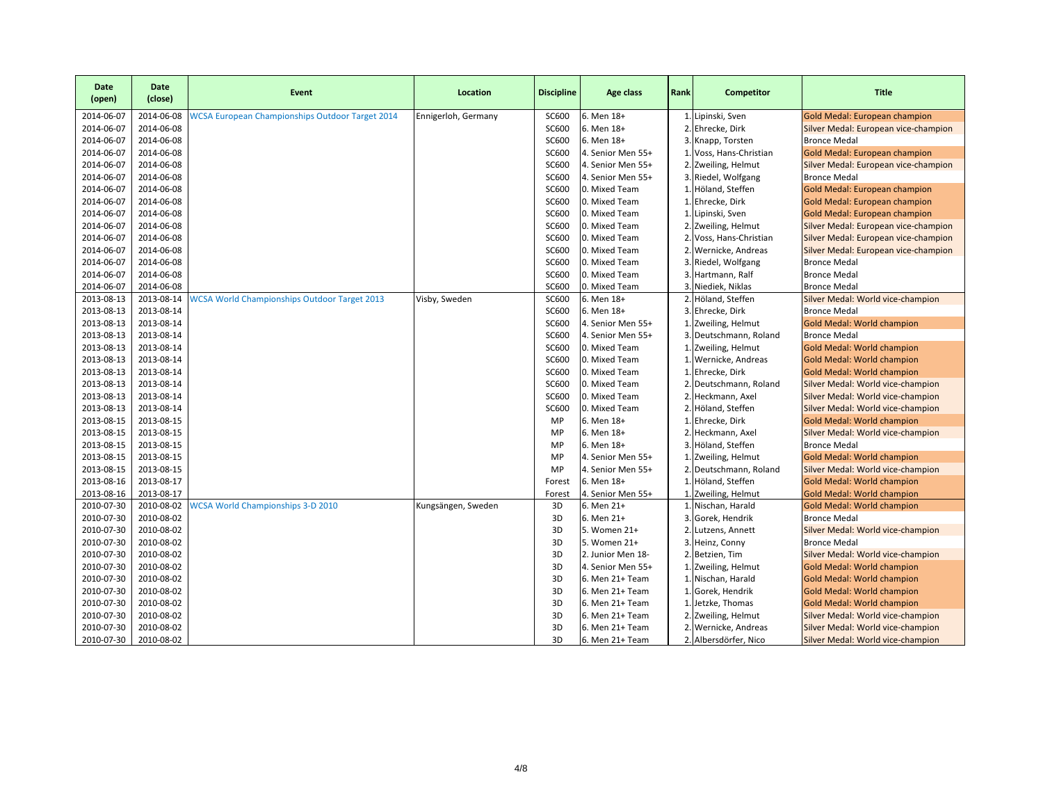| Date (open) | Date (close) | Event | Location | Discipline | Age class | Rank | Competitor | Title |
|---|---|---|---|---|---|---|---|---|
| 2014-06-07 | 2014-06-08 | WCSA European Championships Outdoor Target 2014 | Ennigerloh, Germany | SC600 | 6. Men 18+ | 1. | Lipinski, Sven | Gold Medal: European champion |
| 2014-06-07 | 2014-06-08 | | | SC600 | 6. Men 18+ | 2. | Ehrecke, Dirk | Silver Medal: European vice-champion |
| 2014-06-07 | 2014-06-08 | | | SC600 | 6. Men 18+ | 3. | Knapp, Torsten | Bronce Medal |
| 2014-06-07 | 2014-06-08 | | | SC600 | 4. Senior Men 55+ | 1. | Voss, Hans-Christian | Gold Medal: European champion |
| 2014-06-07 | 2014-06-08 | | | SC600 | 4. Senior Men 55+ | 2. | Zweiling, Helmut | Silver Medal: European vice-champion |
| 2014-06-07 | 2014-06-08 | | | SC600 | 4. Senior Men 55+ | 3. | Riedel, Wolfgang | Bronce Medal |
| 2014-06-07 | 2014-06-08 | | | SC600 | 0. Mixed Team | 1. | Höland, Steffen | Gold Medal: European champion |
| 2014-06-07 | 2014-06-08 | | | SC600 | 0. Mixed Team | 1. | Ehrecke, Dirk | Gold Medal: European champion |
| 2014-06-07 | 2014-06-08 | | | SC600 | 0. Mixed Team | 1. | Lipinski, Sven | Gold Medal: European champion |
| 2014-06-07 | 2014-06-08 | | | SC600 | 0. Mixed Team | 2. | Zweiling, Helmut | Silver Medal: European vice-champion |
| 2014-06-07 | 2014-06-08 | | | SC600 | 0. Mixed Team | 2. | Voss, Hans-Christian | Silver Medal: European vice-champion |
| 2014-06-07 | 2014-06-08 | | | SC600 | 0. Mixed Team | 2. | Wernicke, Andreas | Silver Medal: European vice-champion |
| 2014-06-07 | 2014-06-08 | | | SC600 | 0. Mixed Team | 3. | Riedel, Wolfgang | Bronce Medal |
| 2014-06-07 | 2014-06-08 | | | SC600 | 0. Mixed Team | 3. | Hartmann, Ralf | Bronce Medal |
| 2014-06-07 | 2014-06-08 | | | SC600 | 0. Mixed Team | 3. | Niediek, Niklas | Bronce Medal |
| 2013-08-13 | 2013-08-14 | WCSA World Championships Outdoor Target 2013 | Visby, Sweden | SC600 | 6. Men 18+ | 2. | Höland, Steffen | Silver Medal: World vice-champion |
| 2013-08-13 | 2013-08-14 | | | SC600 | 6. Men 18+ | 3. | Ehrecke, Dirk | Bronce Medal |
| 2013-08-13 | 2013-08-14 | | | SC600 | 4. Senior Men 55+ | 1. | Zweiling, Helmut | Gold Medal: World champion |
| 2013-08-13 | 2013-08-14 | | | SC600 | 4. Senior Men 55+ | 3. | Deutschmann, Roland | Bronce Medal |
| 2013-08-13 | 2013-08-14 | | | SC600 | 0. Mixed Team | 1. | Zweiling, Helmut | Gold Medal: World champion |
| 2013-08-13 | 2013-08-14 | | | SC600 | 0. Mixed Team | 1. | Wernicke, Andreas | Gold Medal: World champion |
| 2013-08-13 | 2013-08-14 | | | SC600 | 0. Mixed Team | 1. | Ehrecke, Dirk | Gold Medal: World champion |
| 2013-08-13 | 2013-08-14 | | | SC600 | 0. Mixed Team | 2. | Deutschmann, Roland | Silver Medal: World vice-champion |
| 2013-08-13 | 2013-08-14 | | | SC600 | 0. Mixed Team | 2. | Heckmann, Axel | Silver Medal: World vice-champion |
| 2013-08-13 | 2013-08-14 | | | SC600 | 0. Mixed Team | 2. | Höland, Steffen | Silver Medal: World vice-champion |
| 2013-08-15 | 2013-08-15 | | | MP | 6. Men 18+ | 1. | Ehrecke, Dirk | Gold Medal: World champion |
| 2013-08-15 | 2013-08-15 | | | MP | 6. Men 18+ | 2. | Heckmann, Axel | Silver Medal: World vice-champion |
| 2013-08-15 | 2013-08-15 | | | MP | 6. Men 18+ | 3. | Höland, Steffen | Bronce Medal |
| 2013-08-15 | 2013-08-15 | | | MP | 4. Senior Men 55+ | 1. | Zweiling, Helmut | Gold Medal: World champion |
| 2013-08-15 | 2013-08-15 | | | MP | 4. Senior Men 55+ | 2. | Deutschmann, Roland | Silver Medal: World vice-champion |
| 2013-08-16 | 2013-08-17 | | | Forest | 6. Men 18+ | 1. | Höland, Steffen | Gold Medal: World champion |
| 2013-08-16 | 2013-08-17 | | | Forest | 4. Senior Men 55+ | 1. | Zweiling, Helmut | Gold Medal: World champion |
| 2010-07-30 | 2010-08-02 | WCSA World Championships 3-D 2010 | Kungsängen, Sweden | 3D | 6. Men 21+ | 1. | Nischan, Harald | Gold Medal: World champion |
| 2010-07-30 | 2010-08-02 | | | 3D | 6. Men 21+ | 3. | Gorek, Hendrik | Bronce Medal |
| 2010-07-30 | 2010-08-02 | | | 3D | 5. Women 21+ | 2. | Lutzens, Annett | Silver Medal: World vice-champion |
| 2010-07-30 | 2010-08-02 | | | 3D | 5. Women 21+ | 3. | Heinz, Conny | Bronce Medal |
| 2010-07-30 | 2010-08-02 | | | 3D | 2. Junior Men 18- | 2. | Betzien, Tim | Silver Medal: World vice-champion |
| 2010-07-30 | 2010-08-02 | | | 3D | 4. Senior Men 55+ | 1. | Zweiling, Helmut | Gold Medal: World champion |
| 2010-07-30 | 2010-08-02 | | | 3D | 6. Men 21+ Team | 1. | Nischan, Harald | Gold Medal: World champion |
| 2010-07-30 | 2010-08-02 | | | 3D | 6. Men 21+ Team | 1. | Gorek, Hendrik | Gold Medal: World champion |
| 2010-07-30 | 2010-08-02 | | | 3D | 6. Men 21+ Team | 1. | Jetzke, Thomas | Gold Medal: World champion |
| 2010-07-30 | 2010-08-02 | | | 3D | 6. Men 21+ Team | 2. | Zweiling, Helmut | Silver Medal: World vice-champion |
| 2010-07-30 | 2010-08-02 | | | 3D | 6. Men 21+ Team | 2. | Wernicke, Andreas | Silver Medal: World vice-champion |
| 2010-07-30 | 2010-08-02 | | | 3D | 6. Men 21+ Team | 2. | Albersdörfer, Nico | Silver Medal: World vice-champion |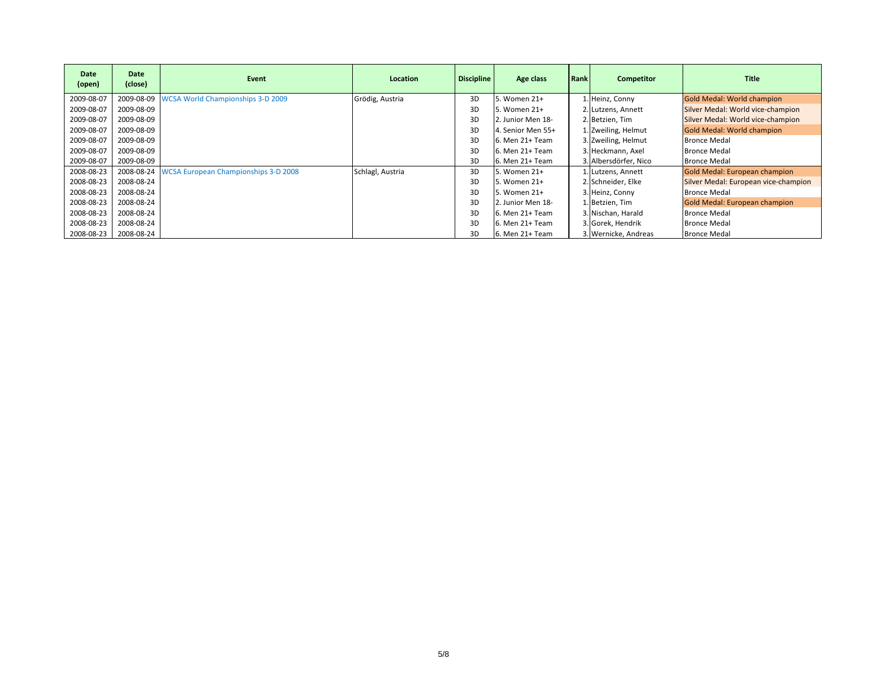| Date (open) | Date (close) | Event | Location | Discipline | Age class | Rank | Competitor | Title |
|---|---|---|---|---|---|---|---|---|
| 2009-08-07 | 2009-08-09 | WCSA World Championships 3-D 2009 | Grödig, Austria | 3D | 5. Women 21+ | 1. | Heinz, Conny | Gold Medal: World champion |
| 2009-08-07 | 2009-08-09 | | | 3D | 5. Women 21+ | 2. | Lutzens, Annett | Silver Medal: World vice-champion |
| 2009-08-07 | 2009-08-09 | | | 3D | 2. Junior Men 18- | 2. | Betzien, Tim | Silver Medal: World vice-champion |
| 2009-08-07 | 2009-08-09 | | | 3D | 4. Senior Men 55+ | 1. | Zweiling, Helmut | Gold Medal: World champion |
| 2009-08-07 | 2009-08-09 | | | 3D | 6. Men 21+ Team | 3. | Zweiling, Helmut | Bronce Medal |
| 2009-08-07 | 2009-08-09 | | | 3D | 6. Men 21+ Team | 3. | Heckmann, Axel | Bronce Medal |
| 2009-08-07 | 2009-08-09 | | | 3D | 6. Men 21+ Team | 3. | Albersdörfer, Nico | Bronce Medal |
| 2008-08-23 | 2008-08-24 | WCSA European Championships 3-D 2008 | Schlagl, Austria | 3D | 5. Women 21+ | 1. | Lutzens, Annett | Gold Medal: European champion |
| 2008-08-23 | 2008-08-24 | | | 3D | 5. Women 21+ | 2. | Schneider, Elke | Silver Medal: European vice-champion |
| 2008-08-23 | 2008-08-24 | | | 3D | 5. Women 21+ | 3. | Heinz, Conny | Bronce Medal |
| 2008-08-23 | 2008-08-24 | | | 3D | 2. Junior Men 18- | 1. | Betzien, Tim | Gold Medal: European champion |
| 2008-08-23 | 2008-08-24 | | | 3D | 6. Men 21+ Team | 3. | Nischan, Harald | Bronce Medal |
| 2008-08-23 | 2008-08-24 | | | 3D | 6. Men 21+ Team | 3. | Gorek, Hendrik | Bronce Medal |
| 2008-08-23 | 2008-08-24 | | | 3D | 6. Men 21+ Team | 3. | Wernicke, Andreas | Bronce Medal |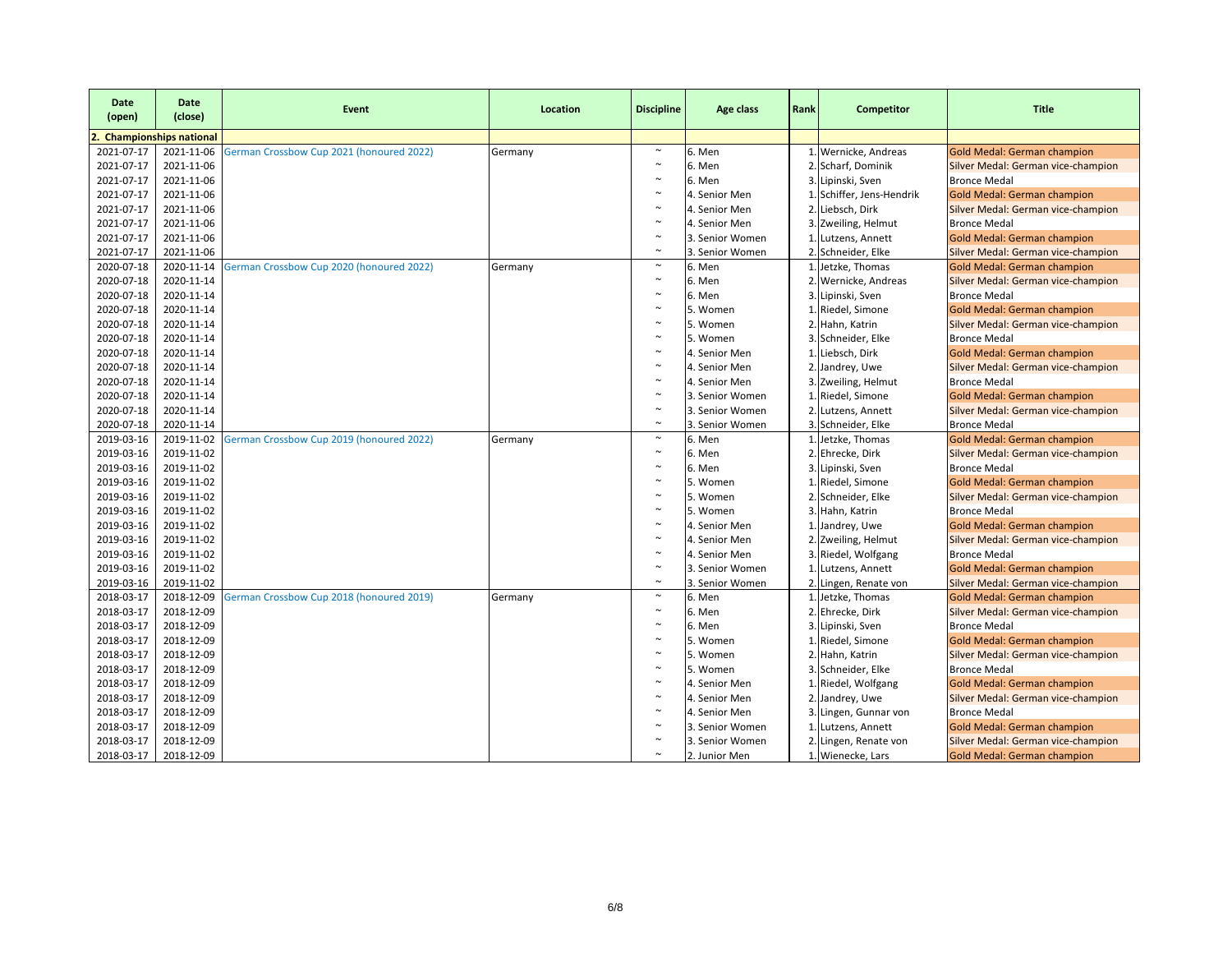| Date (open) | Date (close) | Event | Location | Discipline | Age class | Rank | Competitor | Title |
|---|---|---|---|---|---|---|---|---|
| 2. Championships national | | | | | | | | |
| 2021-07-17 | 2021-11-06 | German Crossbow Cup 2021 (honoured 2022) | Germany | ~ | 6. Men | 1. | Wernicke, Andreas | Gold Medal: German champion |
| 2021-07-17 | 2021-11-06 | | | ~ | 6. Men | 2. | Scharf, Dominik | Silver Medal: German vice-champion |
| 2021-07-17 | 2021-11-06 | | | ~ | 6. Men | 3. | Lipinski, Sven | Bronce Medal |
| 2021-07-17 | 2021-11-06 | | | ~ | 4. Senior Men | 1. | Schiffer, Jens-Hendrik | Gold Medal: German champion |
| 2021-07-17 | 2021-11-06 | | | ~ | 4. Senior Men | 2. | Liebsch, Dirk | Silver Medal: German vice-champion |
| 2021-07-17 | 2021-11-06 | | | ~ | 4. Senior Men | 3. | Zweiling, Helmut | Bronce Medal |
| 2021-07-17 | 2021-11-06 | | | ~ | 3. Senior Women | 1. | Lutzens, Annett | Gold Medal: German champion |
| 2021-07-17 | 2021-11-06 | | | ~ | 3. Senior Women | 2. | Schneider, Elke | Silver Medal: German vice-champion |
| 2020-07-18 | 2020-11-14 | German Crossbow Cup 2020 (honoured 2022) | Germany | ~ | 6. Men | 1. | Jetzke, Thomas | Gold Medal: German champion |
| 2020-07-18 | 2020-11-14 | | | ~ | 6. Men | 2. | Wernicke, Andreas | Silver Medal: German vice-champion |
| 2020-07-18 | 2020-11-14 | | | ~ | 6. Men | 3. | Lipinski, Sven | Bronce Medal |
| 2020-07-18 | 2020-11-14 | | | ~ | 5. Women | 1. | Riedel, Simone | Gold Medal: German champion |
| 2020-07-18 | 2020-11-14 | | | ~ | 5. Women | 2. | Hahn, Katrin | Silver Medal: German vice-champion |
| 2020-07-18 | 2020-11-14 | | | ~ | 5. Women | 3. | Schneider, Elke | Bronce Medal |
| 2020-07-18 | 2020-11-14 | | | ~ | 4. Senior Men | 1. | Liebsch, Dirk | Gold Medal: German champion |
| 2020-07-18 | 2020-11-14 | | | ~ | 4. Senior Men | 2. | Jandrey, Uwe | Silver Medal: German vice-champion |
| 2020-07-18 | 2020-11-14 | | | ~ | 4. Senior Men | 3. | Zweiling, Helmut | Bronce Medal |
| 2020-07-18 | 2020-11-14 | | | ~ | 3. Senior Women | 1. | Riedel, Simone | Gold Medal: German champion |
| 2020-07-18 | 2020-11-14 | | | ~ | 3. Senior Women | 2. | Lutzens, Annett | Silver Medal: German vice-champion |
| 2020-07-18 | 2020-11-14 | | | ~ | 3. Senior Women | 3. | Schneider, Elke | Bronce Medal |
| 2019-03-16 | 2019-11-02 | German Crossbow Cup 2019 (honoured 2022) | Germany | ~ | 6. Men | 1. | Jetzke, Thomas | Gold Medal: German champion |
| 2019-03-16 | 2019-11-02 | | | ~ | 6. Men | 2. | Ehrecke, Dirk | Silver Medal: German vice-champion |
| 2019-03-16 | 2019-11-02 | | | ~ | 6. Men | 3. | Lipinski, Sven | Bronce Medal |
| 2019-03-16 | 2019-11-02 | | | ~ | 5. Women | 1. | Riedel, Simone | Gold Medal: German champion |
| 2019-03-16 | 2019-11-02 | | | ~ | 5. Women | 2. | Schneider, Elke | Silver Medal: German vice-champion |
| 2019-03-16 | 2019-11-02 | | | ~ | 5. Women | 3. | Hahn, Katrin | Bronce Medal |
| 2019-03-16 | 2019-11-02 | | | ~ | 4. Senior Men | 1. | Jandrey, Uwe | Gold Medal: German champion |
| 2019-03-16 | 2019-11-02 | | | ~ | 4. Senior Men | 2. | Zweiling, Helmut | Silver Medal: German vice-champion |
| 2019-03-16 | 2019-11-02 | | | ~ | 4. Senior Men | 3. | Riedel, Wolfgang | Bronce Medal |
| 2019-03-16 | 2019-11-02 | | | ~ | 3. Senior Women | 1. | Lutzens, Annett | Gold Medal: German champion |
| 2019-03-16 | 2019-11-02 | | | ~ | 3. Senior Women | 2. | Lingen, Renate von | Silver Medal: German vice-champion |
| 2018-03-17 | 2018-12-09 | German Crossbow Cup 2018 (honoured 2019) | Germany | ~ | 6. Men | 1. | Jetzke, Thomas | Gold Medal: German champion |
| 2018-03-17 | 2018-12-09 | | | ~ | 6. Men | 2. | Ehrecke, Dirk | Silver Medal: German vice-champion |
| 2018-03-17 | 2018-12-09 | | | ~ | 6. Men | 3. | Lipinski, Sven | Bronce Medal |
| 2018-03-17 | 2018-12-09 | | | ~ | 5. Women | 1. | Riedel, Simone | Gold Medal: German champion |
| 2018-03-17 | 2018-12-09 | | | ~ | 5. Women | 2. | Hahn, Katrin | Silver Medal: German vice-champion |
| 2018-03-17 | 2018-12-09 | | | ~ | 5. Women | 3. | Schneider, Elke | Bronce Medal |
| 2018-03-17 | 2018-12-09 | | | ~ | 4. Senior Men | 1. | Riedel, Wolfgang | Gold Medal: German champion |
| 2018-03-17 | 2018-12-09 | | | ~ | 4. Senior Men | 2. | Jandrey, Uwe | Silver Medal: German vice-champion |
| 2018-03-17 | 2018-12-09 | | | ~ | 4. Senior Men | 3. | Lingen, Gunnar von | Bronce Medal |
| 2018-03-17 | 2018-12-09 | | | ~ | 3. Senior Women | 1. | Lutzens, Annett | Gold Medal: German champion |
| 2018-03-17 | 2018-12-09 | | | ~ | 3. Senior Women | 2. | Lingen, Renate von | Silver Medal: German vice-champion |
| 2018-03-17 | 2018-12-09 | | | ~ | 2. Junior Men | 1. | Wienecke, Lars | Gold Medal: German champion |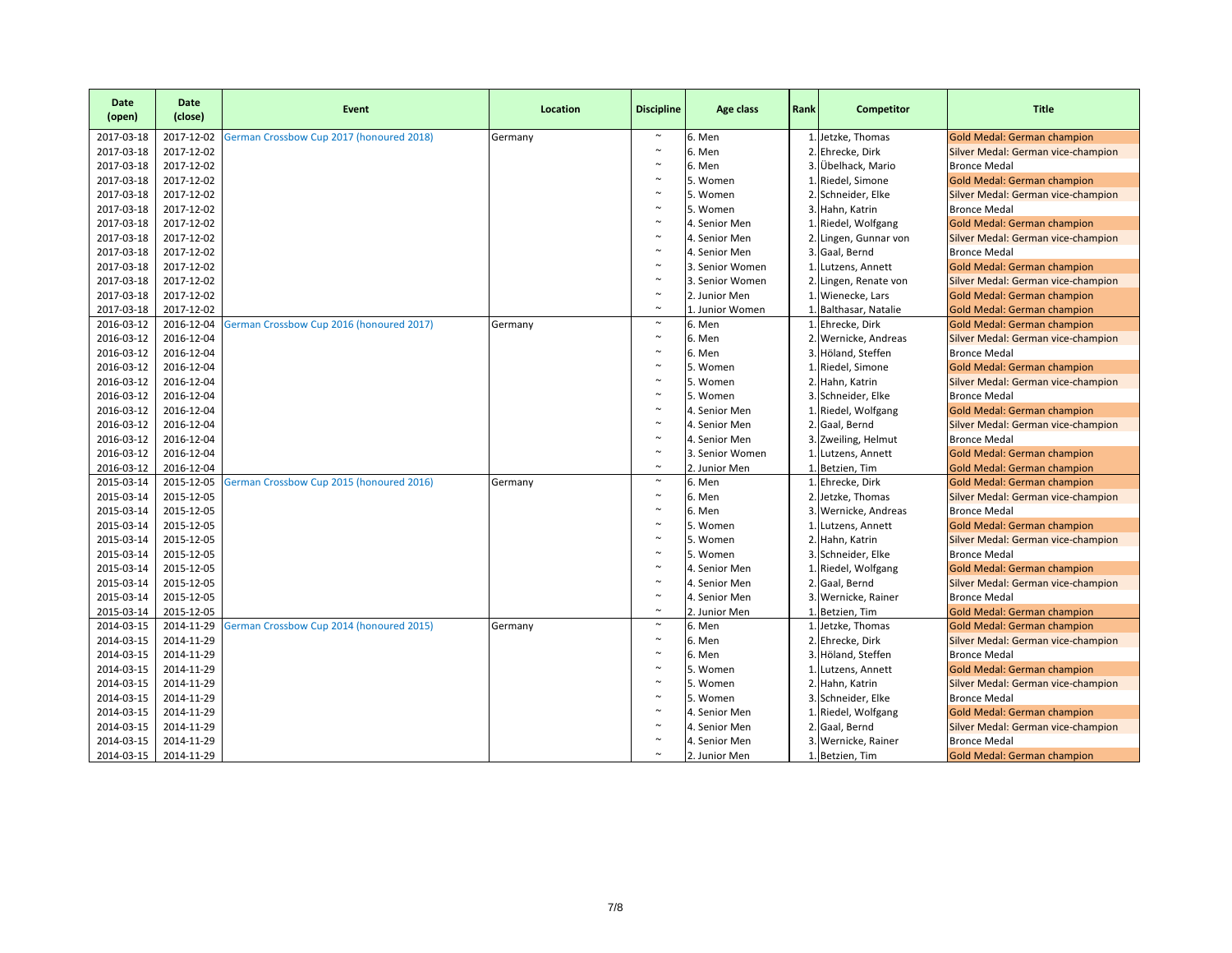| Date (open) | Date (close) | Event | Location | Discipline | Age class | Rank | Competitor | Title |
|---|---|---|---|---|---|---|---|---|
| 2017-03-18 | 2017-12-02 | German Crossbow Cup 2017 (honoured 2018) | Germany | ~ | 6. Men | 1. | Jetzke, Thomas | Gold Medal: German champion |
| 2017-03-18 | 2017-12-02 | | | ~ | 6. Men | 2. | Ehrecke, Dirk | Silver Medal: German vice-champion |
| 2017-03-18 | 2017-12-02 | | | ~ | 6. Men | 3. | Übelhack, Mario | Bronce Medal |
| 2017-03-18 | 2017-12-02 | | | ~ | 5. Women | 1. | Riedel, Simone | Gold Medal: German champion |
| 2017-03-18 | 2017-12-02 | | | ~ | 5. Women | 2. | Schneider, Elke | Silver Medal: German vice-champion |
| 2017-03-18 | 2017-12-02 | | | ~ | 5. Women | 3. | Hahn, Katrin | Bronce Medal |
| 2017-03-18 | 2017-12-02 | | | ~ | 4. Senior Men | 1. | Riedel, Wolfgang | Gold Medal: German champion |
| 2017-03-18 | 2017-12-02 | | | ~ | 4. Senior Men | 2. | Lingen, Gunnar von | Silver Medal: German vice-champion |
| 2017-03-18 | 2017-12-02 | | | ~ | 4. Senior Men | 3. | Gaal, Bernd | Bronce Medal |
| 2017-03-18 | 2017-12-02 | | | ~ | 3. Senior Women | 1. | Lutzens, Annett | Gold Medal: German champion |
| 2017-03-18 | 2017-12-02 | | | ~ | 3. Senior Women | 2. | Lingen, Renate von | Silver Medal: German vice-champion |
| 2017-03-18 | 2017-12-02 | | | ~ | 2. Junior Men | 1. | Wienecke, Lars | Gold Medal: German champion |
| 2017-03-18 | 2017-12-02 | | | ~ | 1. Junior Women | 1. | Balthasar, Natalie | Gold Medal: German champion |
| 2016-03-12 | 2016-12-04 | German Crossbow Cup 2016 (honoured 2017) | Germany | ~ | 6. Men | 1. | Ehrecke, Dirk | Gold Medal: German champion |
| 2016-03-12 | 2016-12-04 | | | ~ | 6. Men | 2. | Wernicke, Andreas | Silver Medal: German vice-champion |
| 2016-03-12 | 2016-12-04 | | | ~ | 6. Men | 3. | Höland, Steffen | Bronce Medal |
| 2016-03-12 | 2016-12-04 | | | ~ | 5. Women | 1. | Riedel, Simone | Gold Medal: German champion |
| 2016-03-12 | 2016-12-04 | | | ~ | 5. Women | 2. | Hahn, Katrin | Silver Medal: German vice-champion |
| 2016-03-12 | 2016-12-04 | | | ~ | 5. Women | 3. | Schneider, Elke | Bronce Medal |
| 2016-03-12 | 2016-12-04 | | | ~ | 4. Senior Men | 1. | Riedel, Wolfgang | Gold Medal: German champion |
| 2016-03-12 | 2016-12-04 | | | ~ | 4. Senior Men | 2. | Gaal, Bernd | Silver Medal: German vice-champion |
| 2016-03-12 | 2016-12-04 | | | ~ | 4. Senior Men | 3. | Zweiling, Helmut | Bronce Medal |
| 2016-03-12 | 2016-12-04 | | | ~ | 3. Senior Women | 1. | Lutzens, Annett | Gold Medal: German champion |
| 2016-03-12 | 2016-12-04 | | | ~ | 2. Junior Men | 1. | Betzien, Tim | Gold Medal: German champion |
| 2015-03-14 | 2015-12-05 | German Crossbow Cup 2015 (honoured 2016) | Germany | ~ | 6. Men | 1. | Ehrecke, Dirk | Gold Medal: German champion |
| 2015-03-14 | 2015-12-05 | | | ~ | 6. Men | 2. | Jetzke, Thomas | Silver Medal: German vice-champion |
| 2015-03-14 | 2015-12-05 | | | ~ | 6. Men | 3. | Wernicke, Andreas | Bronce Medal |
| 2015-03-14 | 2015-12-05 | | | ~ | 5. Women | 1. | Lutzens, Annett | Gold Medal: German champion |
| 2015-03-14 | 2015-12-05 | | | ~ | 5. Women | 2. | Hahn, Katrin | Silver Medal: German vice-champion |
| 2015-03-14 | 2015-12-05 | | | ~ | 5. Women | 3. | Schneider, Elke | Bronce Medal |
| 2015-03-14 | 2015-12-05 | | | ~ | 4. Senior Men | 1. | Riedel, Wolfgang | Gold Medal: German champion |
| 2015-03-14 | 2015-12-05 | | | ~ | 4. Senior Men | 2. | Gaal, Bernd | Silver Medal: German vice-champion |
| 2015-03-14 | 2015-12-05 | | | ~ | 4. Senior Men | 3. | Wernicke, Rainer | Bronce Medal |
| 2015-03-14 | 2015-12-05 | | | ~ | 2. Junior Men | 1. | Betzien, Tim | Gold Medal: German champion |
| 2014-03-15 | 2014-11-29 | German Crossbow Cup 2014 (honoured 2015) | Germany | ~ | 6. Men | 1. | Jetzke, Thomas | Gold Medal: German champion |
| 2014-03-15 | 2014-11-29 | | | ~ | 6. Men | 2. | Ehrecke, Dirk | Silver Medal: German vice-champion |
| 2014-03-15 | 2014-11-29 | | | ~ | 6. Men | 3. | Höland, Steffen | Bronce Medal |
| 2014-03-15 | 2014-11-29 | | | ~ | 5. Women | 1. | Lutzens, Annett | Gold Medal: German champion |
| 2014-03-15 | 2014-11-29 | | | ~ | 5. Women | 2. | Hahn, Katrin | Silver Medal: German vice-champion |
| 2014-03-15 | 2014-11-29 | | | ~ | 5. Women | 3. | Schneider, Elke | Bronce Medal |
| 2014-03-15 | 2014-11-29 | | | ~ | 4. Senior Men | 1. | Riedel, Wolfgang | Gold Medal: German champion |
| 2014-03-15 | 2014-11-29 | | | ~ | 4. Senior Men | 2. | Gaal, Bernd | Silver Medal: German vice-champion |
| 2014-03-15 | 2014-11-29 | | | ~ | 4. Senior Men | 3. | Wernicke, Rainer | Bronce Medal |
| 2014-03-15 | 2014-11-29 | | | ~ | 2. Junior Men | 1. | Betzien, Tim | Gold Medal: German champion |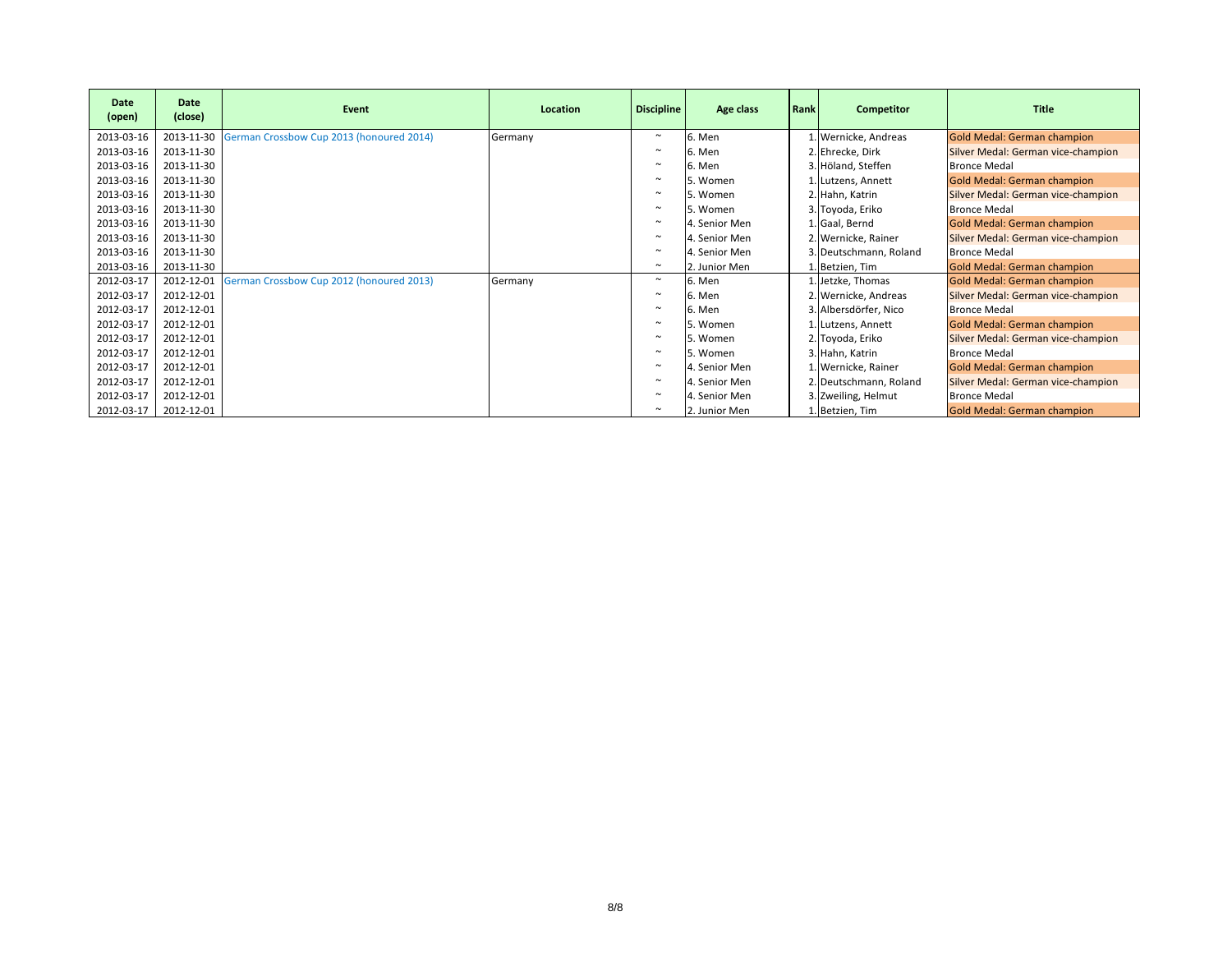| Date (open) | Date (close) | Event | Location | Discipline | Age class | Rank | Competitor | Title |
|---|---|---|---|---|---|---|---|---|
| 2013-03-16 | 2013-11-30 | German Crossbow Cup 2013 (honoured 2014) | Germany | ~ | 6. Men | 1. | Wernicke, Andreas | Gold Medal: German champion |
| 2013-03-16 | 2013-11-30 | | | ~ | 6. Men | 2. | Ehrecke, Dirk | Silver Medal: German vice-champion |
| 2013-03-16 | 2013-11-30 | | | ~ | 6. Men | 3. | Höland, Steffen | Bronce Medal |
| 2013-03-16 | 2013-11-30 | | | ~ | 5. Women | 1. | Lutzens, Annett | Gold Medal: German champion |
| 2013-03-16 | 2013-11-30 | | | ~ | 5. Women | 2. | Hahn, Katrin | Silver Medal: German vice-champion |
| 2013-03-16 | 2013-11-30 | | | ~ | 5. Women | 3. | Toyoda, Eriko | Bronce Medal |
| 2013-03-16 | 2013-11-30 | | | ~ | 4. Senior Men | 1. | Gaal, Bernd | Gold Medal: German champion |
| 2013-03-16 | 2013-11-30 | | | ~ | 4. Senior Men | 2. | Wernicke, Rainer | Silver Medal: German vice-champion |
| 2013-03-16 | 2013-11-30 | | | ~ | 4. Senior Men | 3. | Deutschmann, Roland | Bronce Medal |
| 2013-03-16 | 2013-11-30 | | | ~ | 2. Junior Men | 1. | Betzien, Tim | Gold Medal: German champion |
| 2012-03-17 | 2012-12-01 | German Crossbow Cup 2012 (honoured 2013) | Germany | ~ | 6. Men | 1. | Jetzke, Thomas | Gold Medal: German champion |
| 2012-03-17 | 2012-12-01 | | | ~ | 6. Men | 2. | Wernicke, Andreas | Silver Medal: German vice-champion |
| 2012-03-17 | 2012-12-01 | | | ~ | 6. Men | 3. | Albersdörfer, Nico | Bronce Medal |
| 2012-03-17 | 2012-12-01 | | | ~ | 5. Women | 1. | Lutzens, Annett | Gold Medal: German champion |
| 2012-03-17 | 2012-12-01 | | | ~ | 5. Women | 2. | Toyoda, Eriko | Silver Medal: German vice-champion |
| 2012-03-17 | 2012-12-01 | | | ~ | 5. Women | 3. | Hahn, Katrin | Bronce Medal |
| 2012-03-17 | 2012-12-01 | | | ~ | 4. Senior Men | 1. | Wernicke, Rainer | Gold Medal: German champion |
| 2012-03-17 | 2012-12-01 | | | ~ | 4. Senior Men | 2. | Deutschmann, Roland | Silver Medal: German vice-champion |
| 2012-03-17 | 2012-12-01 | | | ~ | 4. Senior Men | 3. | Zweiling, Helmut | Bronce Medal |
| 2012-03-17 | 2012-12-01 | | | ~ | 2. Junior Men | 1. | Betzien, Tim | Gold Medal: German champion |